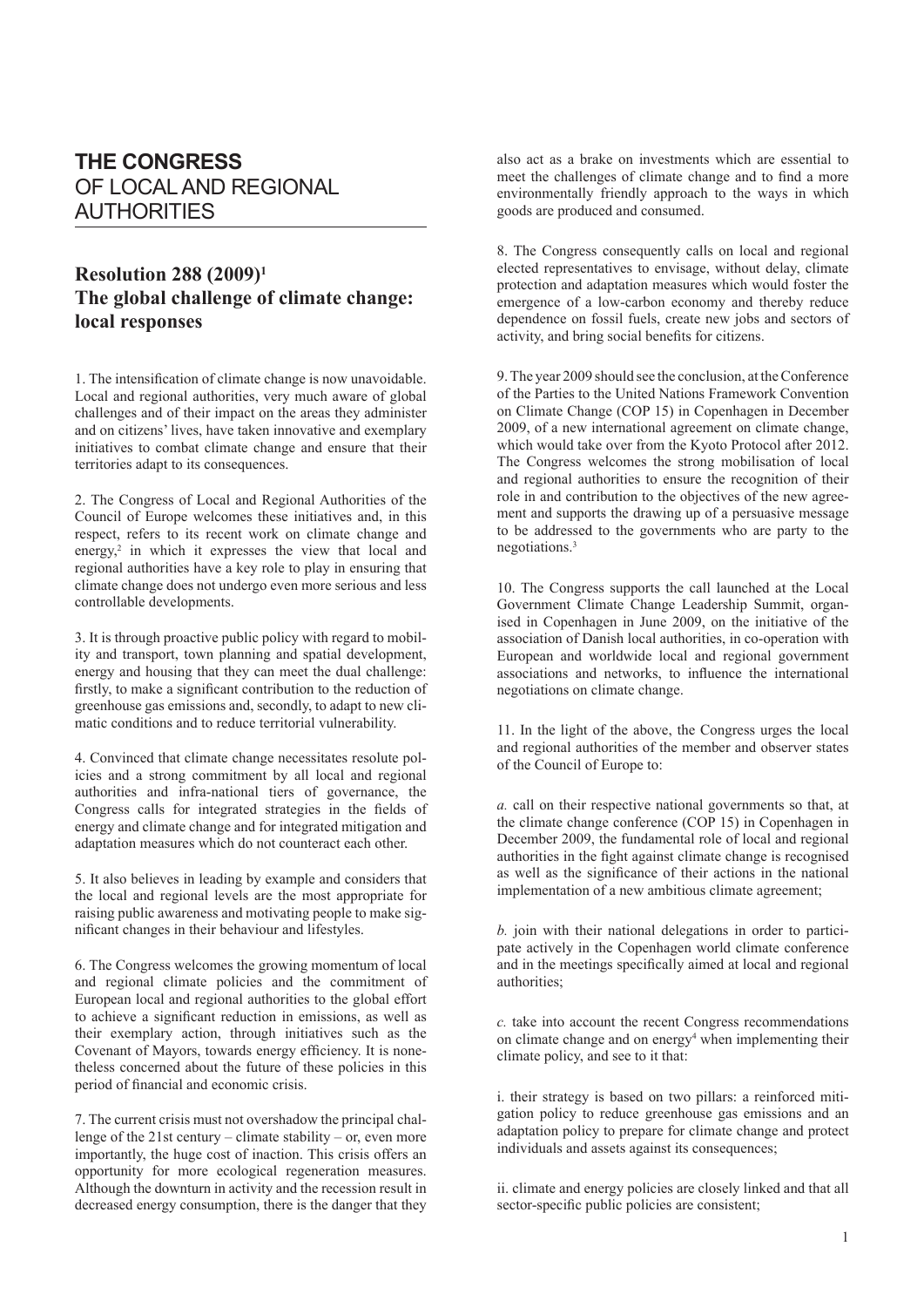# THE CONGRESS
OF LOCAL AND REGIONAL AUTHORITIES

## Resolution 288 (2009)[1] The global challenge of climate change: local responses

1. The intensification of climate change is now unavoidable. Local and regional authorities, very much aware of global challenges and of their impact on the areas they administer and on citizens' lives, have taken innovative and exemplary initiatives to combat climate change and ensure that their territories adapt to its consequences.

2. The Congress of Local and Regional Authorities of the Council of Europe welcomes these initiatives and, in this respect, refers to its recent work on climate change and energy,[2] in which it expresses the view that local and regional authorities have a key role to play in ensuring that climate change does not undergo even more serious and less controllable developments.

3. It is through proactive public policy with regard to mobility and transport, town planning and spatial development, energy and housing that they can meet the dual challenge: firstly, to make a significant contribution to the reduction of greenhouse gas emissions and, secondly, to adapt to new climatic conditions and to reduce territorial vulnerability.

4. Convinced that climate change necessitates resolute policies and a strong commitment by all local and regional authorities and infra-national tiers of governance, the Congress calls for integrated strategies in the fields of energy and climate change and for integrated mitigation and adaptation measures which do not counteract each other.

5. It also believes in leading by example and considers that the local and regional levels are the most appropriate for raising public awareness and motivating people to make significant changes in their behaviour and lifestyles.

6. The Congress welcomes the growing momentum of local and regional climate policies and the commitment of European local and regional authorities to the global effort to achieve a significant reduction in emissions, as well as their exemplary action, through initiatives such as the Covenant of Mayors, towards energy efficiency. It is nonetheless concerned about the future of these policies in this period of financial and economic crisis.

7. The current crisis must not overshadow the principal challenge of the 21st century – climate stability – or, even more importantly, the huge cost of inaction. This crisis offers an opportunity for more ecological regeneration measures. Although the downturn in activity and the recession result in decreased energy consumption, there is the danger that they also act as a brake on investments which are essential to meet the challenges of climate change and to find a more environmentally friendly approach to the ways in which goods are produced and consumed.

8. The Congress consequently calls on local and regional elected representatives to envisage, without delay, climate protection and adaptation measures which would foster the emergence of a low-carbon economy and thereby reduce dependence on fossil fuels, create new jobs and sectors of activity, and bring social benefits for citizens.

9. The year 2009 should see the conclusion, at the Conference of the Parties to the United Nations Framework Convention on Climate Change (COP 15) in Copenhagen in December 2009, of a new international agreement on climate change, which would take over from the Kyoto Protocol after 2012. The Congress welcomes the strong mobilisation of local and regional authorities to ensure the recognition of their role in and contribution to the objectives of the new agreement and supports the drawing up of a persuasive message to be addressed to the governments who are party to the negotiations.[3]

10. The Congress supports the call launched at the Local Government Climate Change Leadership Summit, organised in Copenhagen in June 2009, on the initiative of the association of Danish local authorities, in co-operation with European and worldwide local and regional government associations and networks, to influence the international negotiations on climate change.

11. In the light of the above, the Congress urges the local and regional authorities of the member and observer states of the Council of Europe to:

*a.* call on their respective national governments so that, at the climate change conference (COP 15) in Copenhagen in December 2009, the fundamental role of local and regional authorities in the fight against climate change is recognised as well as the significance of their actions in the national implementation of a new ambitious climate agreement;

*b.* join with their national delegations in order to participate actively in the Copenhagen world climate conference and in the meetings specifically aimed at local and regional authorities;

*c.* take into account the recent Congress recommendations on climate change and on energy[4] when implementing their climate policy, and see to it that:

i. their strategy is based on two pillars: a reinforced mitigation policy to reduce greenhouse gas emissions and an adaptation policy to prepare for climate change and protect individuals and assets against its consequences;

ii. climate and energy policies are closely linked and that all sector-specific public policies are consistent;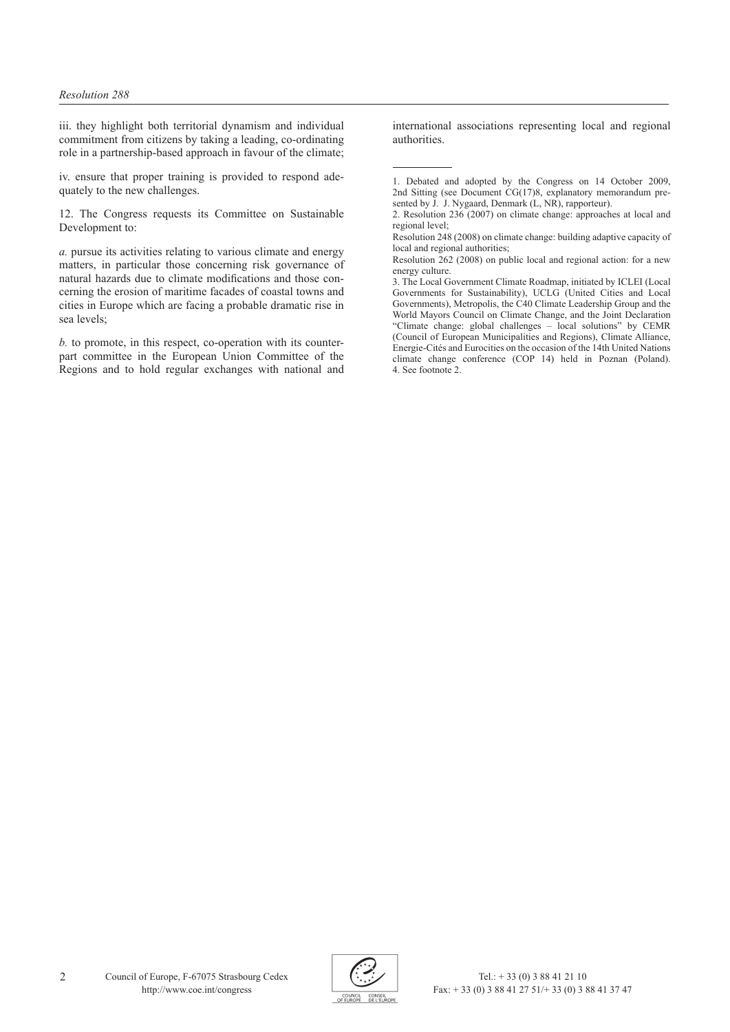iii. they highlight both territorial dynamism and individual commitment from citizens by taking a leading, co-ordinating role in a partnership-based approach in favour of the climate;

iv. ensure that proper training is provided to respond adequately to the new challenges.

12. The Congress requests its Committee on Sustainable Development to:

*a.* pursue its activities relating to various climate and energy matters, in particular those concerning risk governance of natural hazards due to climate modifications and those concerning the erosion of maritime facades of coastal towns and cities in Europe which are facing a probable dramatic rise in sea levels;

*b.* to promote, in this respect, co-operation with its counterpart committee in the European Union Committee of the Regions and to hold regular exchanges with national and international associations representing local and regional authorities.

---

1. Debated and adopted by the Congress on 14 October 2009, 2nd Sitting (see Document CG(17)8, explanatory memorandum presented by J. J. Nygaard, Denmark (L, NR), rapporteur).

2. Resolution 236 (2007) on climate change: approaches at local and regional level;

Resolution 248 (2008) on climate change: building adaptive capacity of local and regional authorities;

Resolution 262 (2008) on public local and regional action: for a new energy culture.

3. The Local Government Climate Roadmap, initiated by ICLEI (Local Governments for Sustainability), UCLG (United Cities and Local Governments), Metropolis, the C40 Climate Leadership Group and the World Mayors Council on Climate Change, and the Joint Declaration "Climate change: global challenges – local solutions" by CEMR (Council of European Municipalities and Regions), Climate Alliance, Energie-Cités and Eurocities on the occasion of the 14th United Nations climate change conference (COP 14) held in Poznan (Poland).

4. See footnote 2.